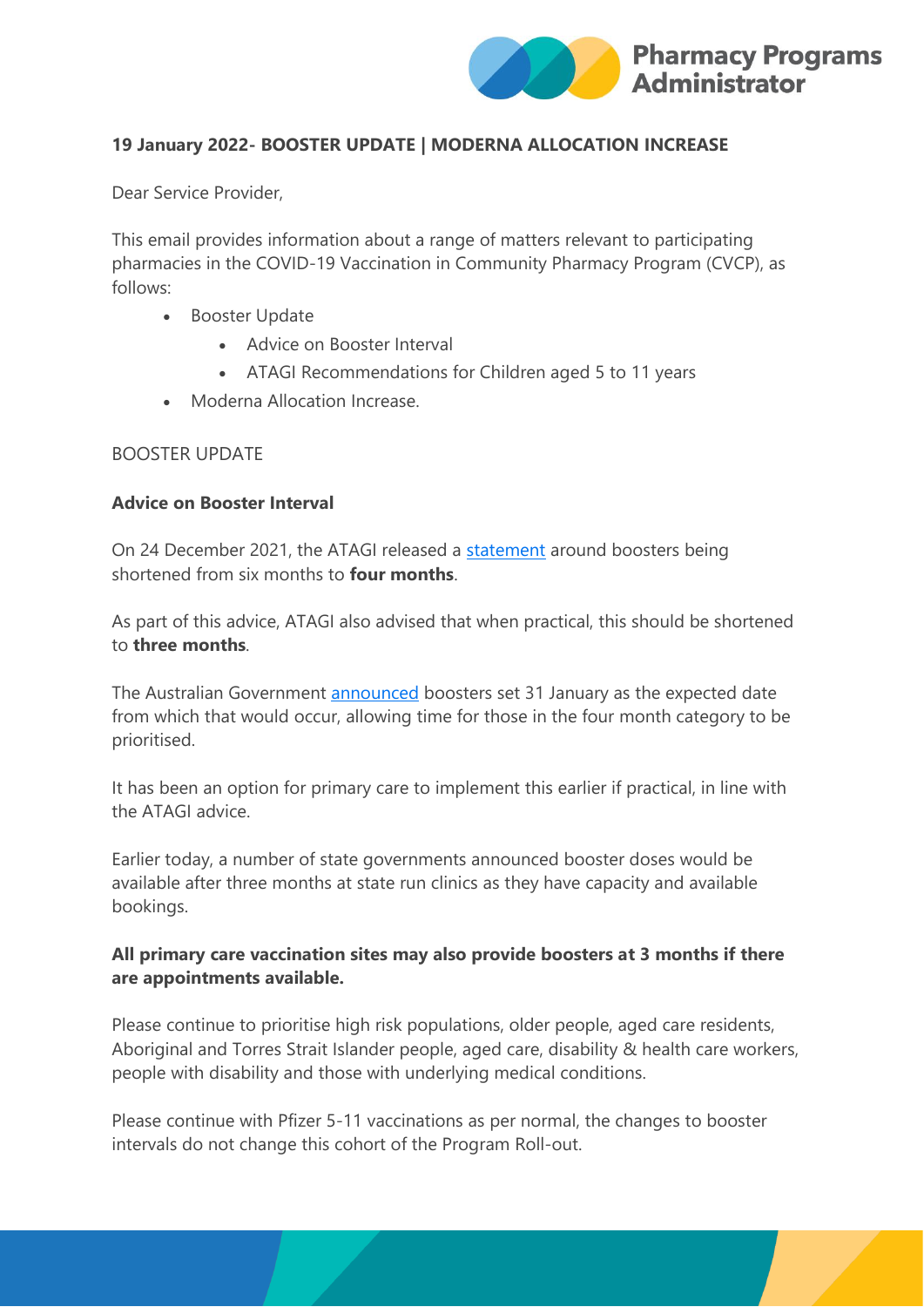**19 January 2022- BOOSTER UPDATE | MODERNA ALLOCATION INCREASE**

Dear Service Provider,

This email provides information about a range of matters relevant to participating pharmacies in the COVID-19 Vaccination in Community Pharmacy Program (CVCP), as follows:

- Booster Update
    - Advice on Booster Interval
    - ATAGI Recommendations for Children aged 5 to 11 years
- Moderna Allocation Increase.

BOOSTER UPDATE

**Advice on Booster Interval**

On 24 December 2021, the ATAGI released a statement around boosters being shortened from six months to **four months**.

As part of this advice, ATAGI also advised that when practical, this should be shortened to **three months**.

The Australian Government announced boosters set 31 January as the expected date from which that would occur, allowing time for those in the four month category to be prioritised.

It has been an option for primary care to implement this earlier if practical, in line with the ATAGI advice.

Earlier today, a number of state governments announced booster doses would be available after three months at state run clinics as they have capacity and available bookings.

**All primary care vaccination sites may also provide boosters at 3 months if there are appointments available.**

Please continue to prioritise high risk populations, older people, aged care residents, Aboriginal and Torres Strait Islander people, aged care, disability & health care workers, people with disability and those with underlying medical conditions.

Please continue with Pfizer 5-11 vaccinations as per normal, the changes to booster intervals do not change this cohort of the Program Roll-out.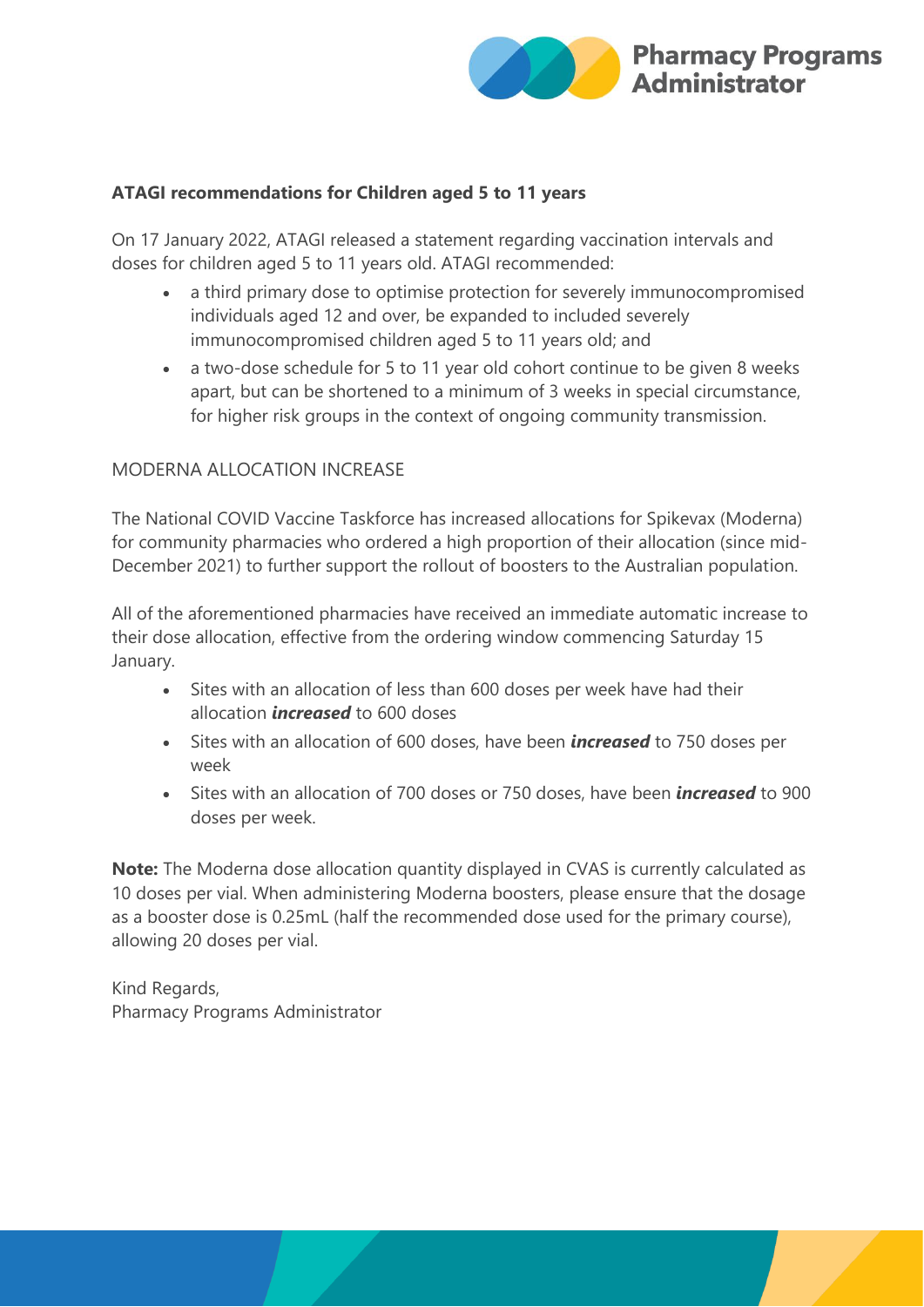**ATAGI recommendations for Children aged 5 to 11 years**

On 17 January 2022, ATAGI released a statement regarding vaccination intervals and doses for children aged 5 to 11 years old. ATAGI recommended:

- a third primary dose to optimise protection for severely immunocompromised individuals aged 12 and over, be expanded to included severely immunocompromised children aged 5 to 11 years old; and
- a two-dose schedule for 5 to 11 year old cohort continue to be given 8 weeks apart, but can be shortened to a minimum of 3 weeks in special circumstance, for higher risk groups in the context of ongoing community transmission.

MODERNA ALLOCATION INCREASE

The National COVID Vaccine Taskforce has increased allocations for Spikevax (Moderna) for community pharmacies who ordered a high proportion of their allocation (since mid-December 2021) to further support the rollout of boosters to the Australian population.

All of the aforementioned pharmacies have received an immediate automatic increase to their dose allocation, effective from the ordering window commencing Saturday 15 January.

- Sites with an allocation of less than 600 doses per week have had their allocation ***increased*** to 600 doses
- Sites with an allocation of 600 doses, have been ***increased*** to 750 doses per week
- Sites with an allocation of 700 doses or 750 doses, have been ***increased*** to 900 doses per week.

**Note:** The Moderna dose allocation quantity displayed in CVAS is currently calculated as 10 doses per vial. When administering Moderna boosters, please ensure that the dosage as a booster dose is 0.25mL (half the recommended dose used for the primary course), allowing 20 doses per vial.

Kind Regards,
Pharmacy Programs Administrator